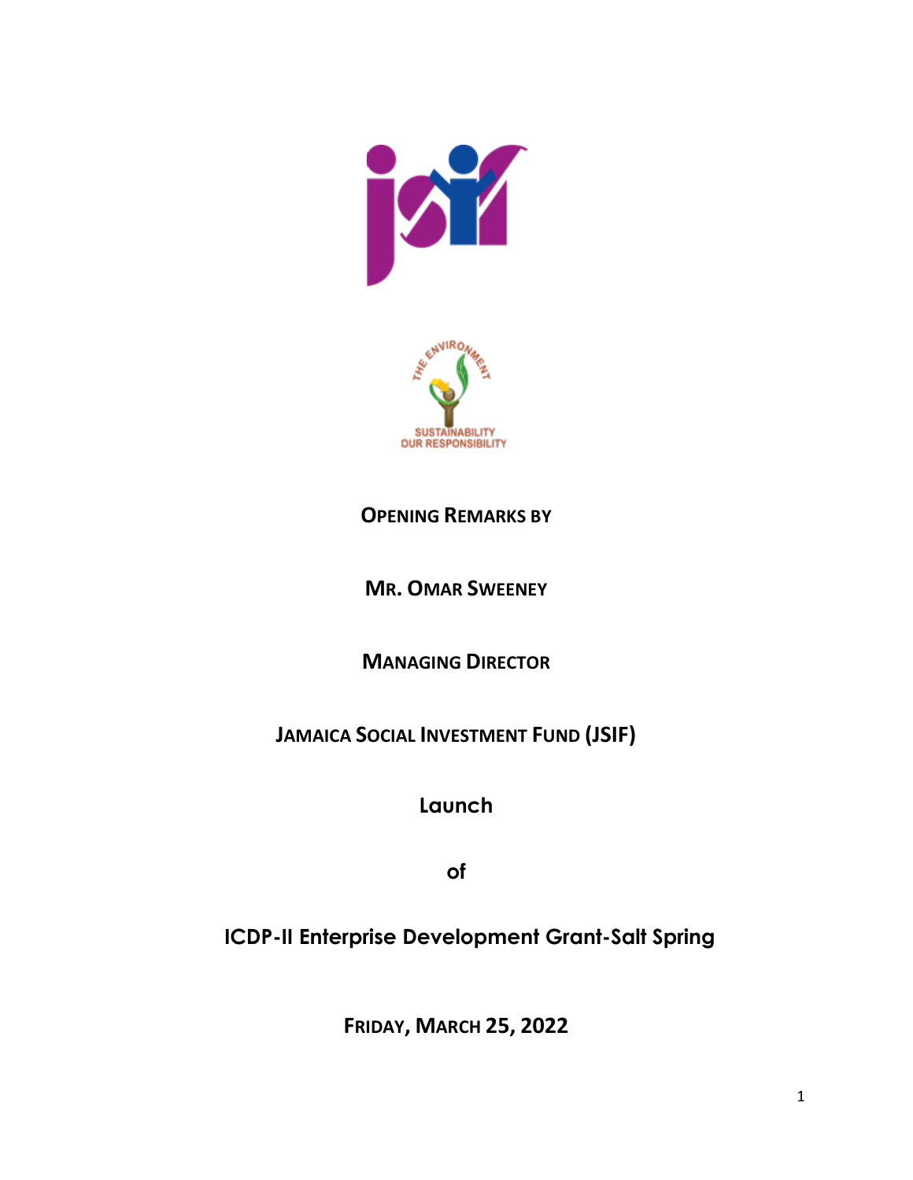**OPENING REMARKS BY**

**MR. OMAR SWEENEY**

**MANAGING DIRECTOR**

**JAMAICA SOCIAL INVESTMENT FUND (JSIF)**

**Launch**

**of**

**ICDP-II Enterprise Development Grant-Salt Spring**

**FRIDAY, MARCH 25, 2022**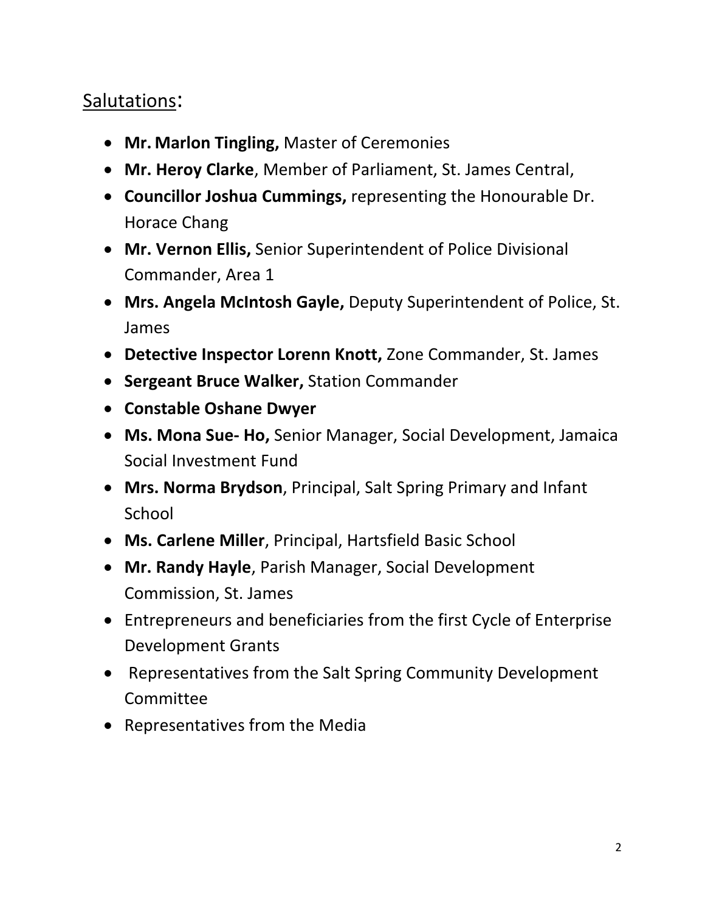## Salutations:

- **Mr. Marlon Tingling,** Master of Ceremonies
- **Mr. Heroy Clarke**, Member of Parliament, St. James Central,
- **Councillor Joshua Cummings,** representing the Honourable Dr. Horace Chang
- **Mr. Vernon Ellis,** Senior Superintendent of Police Divisional Commander, Area 1
- **Mrs. Angela McIntosh Gayle,** Deputy Superintendent of Police, St. James
- **Detective Inspector Lorenn Knott,** Zone Commander, St. James
- **Sergeant Bruce Walker,** Station Commander
- **Constable Oshane Dwyer**
- **Ms. Mona Sue- Ho,** Senior Manager, Social Development, Jamaica Social Investment Fund
- **Mrs. Norma Brydson**, Principal, Salt Spring Primary and Infant School
- **Ms. Carlene Miller**, Principal, Hartsfield Basic School
- **Mr. Randy Hayle**, Parish Manager, Social Development Commission, St. James
- Entrepreneurs and beneficiaries from the first Cycle of Enterprise Development Grants
- Representatives from the Salt Spring Community Development Committee
- Representatives from the Media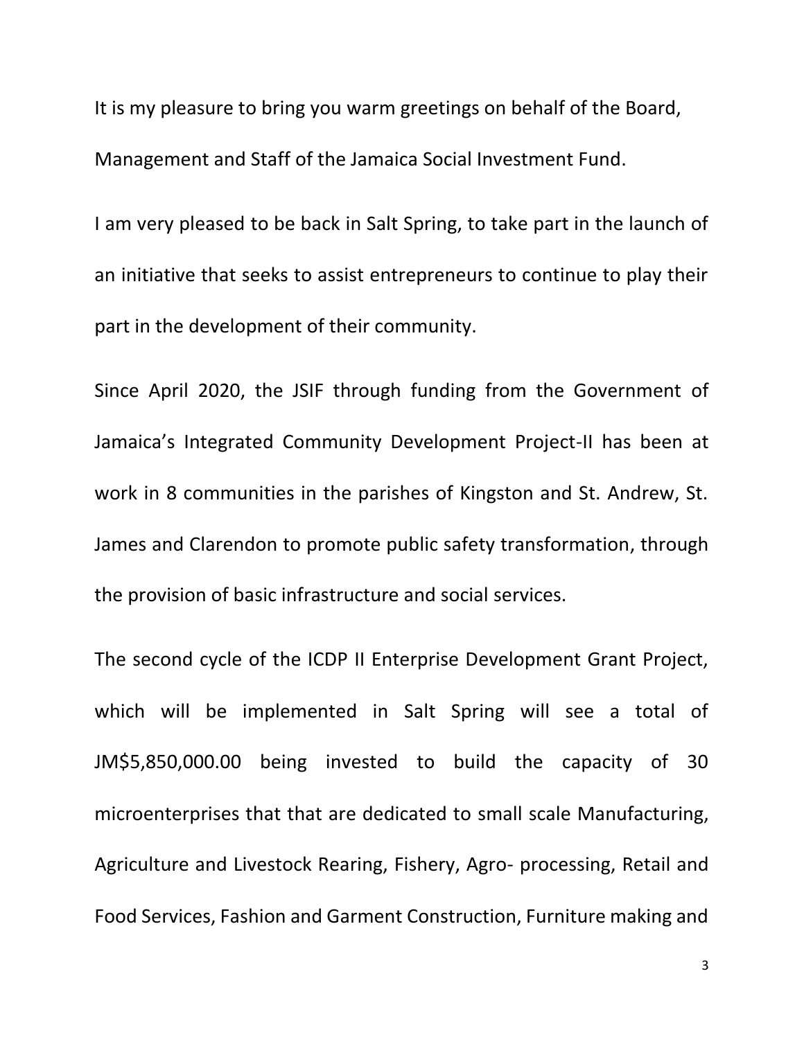It is my pleasure to bring you warm greetings on behalf of the Board, Management and Staff of the Jamaica Social Investment Fund.

I am very pleased to be back in Salt Spring, to take part in the launch of an initiative that seeks to assist entrepreneurs to continue to play their part in the development of their community.

Since April 2020, the JSIF through funding from the Government of Jamaica's Integrated Community Development Project-II has been at work in 8 communities in the parishes of Kingston and St. Andrew, St. James and Clarendon to promote public safety transformation, through the provision of basic infrastructure and social services.

The second cycle of the ICDP II Enterprise Development Grant Project, which will be implemented in Salt Spring will see a total of JM$5,850,000.00 being invested to build the capacity of 30 microenterprises that that are dedicated to small scale Manufacturing, Agriculture and Livestock Rearing, Fishery, Agro- processing, Retail and Food Services, Fashion and Garment Construction, Furniture making and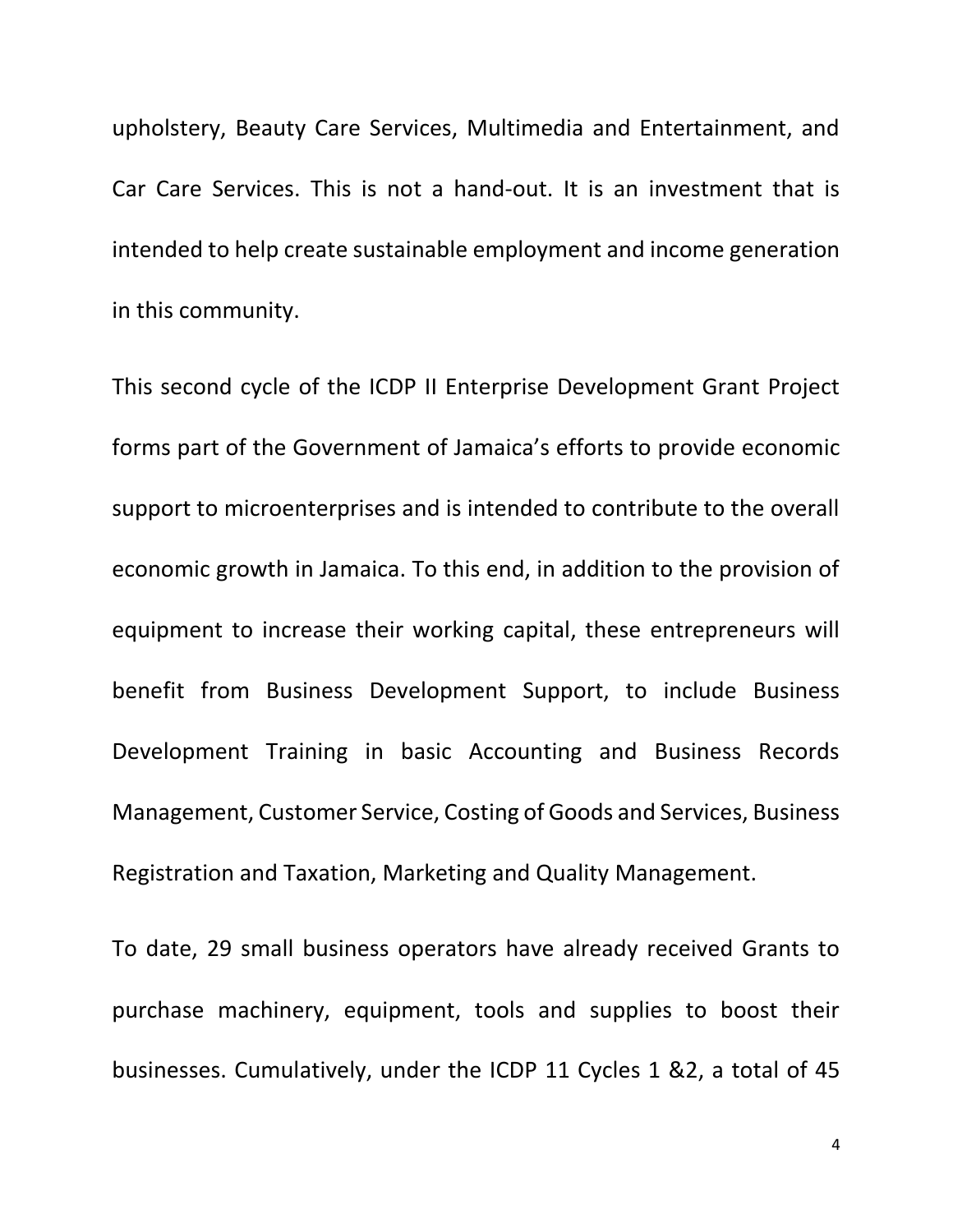upholstery, Beauty Care Services, Multimedia and Entertainment, and Car Care Services. This is not a hand-out. It is an investment that is intended to help create sustainable employment and income generation in this community.

This second cycle of the ICDP II Enterprise Development Grant Project forms part of the Government of Jamaica's efforts to provide economic support to microenterprises and is intended to contribute to the overall economic growth in Jamaica. To this end, in addition to the provision of equipment to increase their working capital, these entrepreneurs will benefit from Business Development Support, to include Business Development Training in basic Accounting and Business Records Management, Customer Service, Costing of Goods and Services, Business Registration and Taxation, Marketing and Quality Management.

To date, 29 small business operators have already received Grants to purchase machinery, equipment, tools and supplies to boost their businesses. Cumulatively, under the ICDP 11 Cycles 1 &2, a total of 45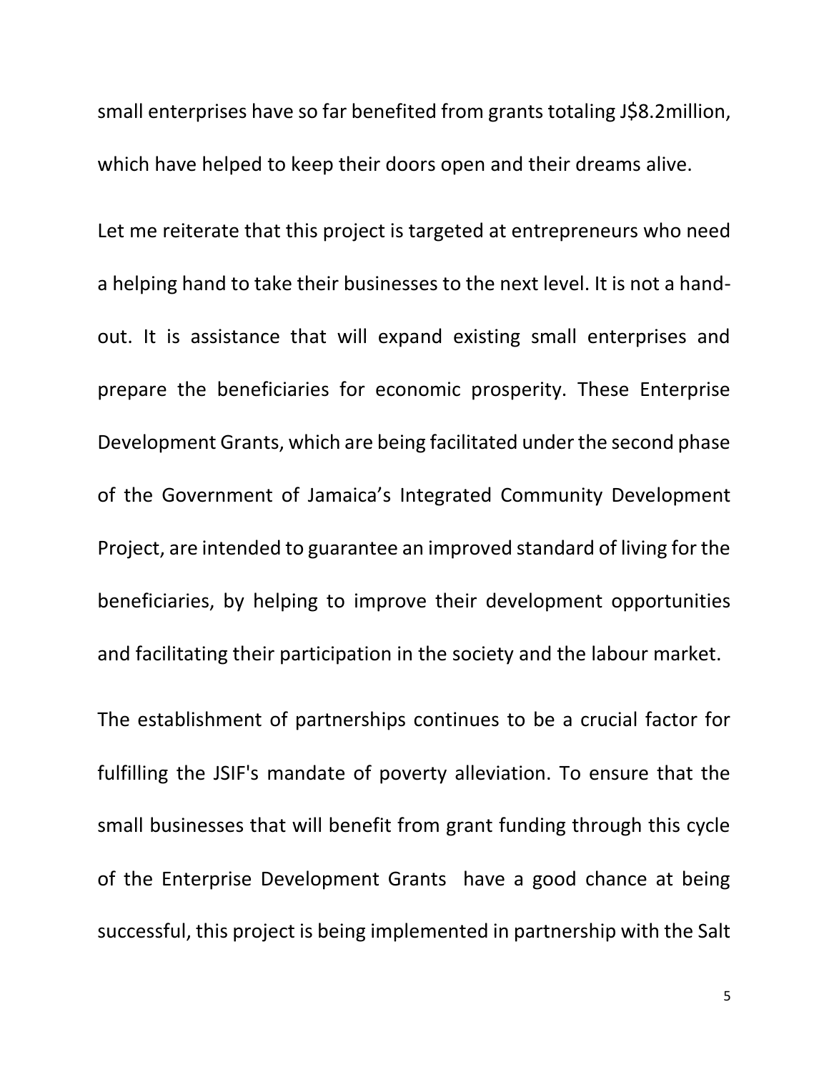small enterprises have so far benefited from grants totaling J$8.2million, which have helped to keep their doors open and their dreams alive.

Let me reiterate that this project is targeted at entrepreneurs who need a helping hand to take their businesses to the next level. It is not a hand-out. It is assistance that will expand existing small enterprises and prepare the beneficiaries for economic prosperity. These Enterprise Development Grants, which are being facilitated under the second phase of the Government of Jamaica's Integrated Community Development Project, are intended to guarantee an improved standard of living for the beneficiaries, by helping to improve their development opportunities and facilitating their participation in the society and the labour market.

The establishment of partnerships continues to be a crucial factor for fulfilling the JSIF's mandate of poverty alleviation. To ensure that the small businesses that will benefit from grant funding through this cycle of the Enterprise Development Grants have a good chance at being successful, this project is being implemented in partnership with the Salt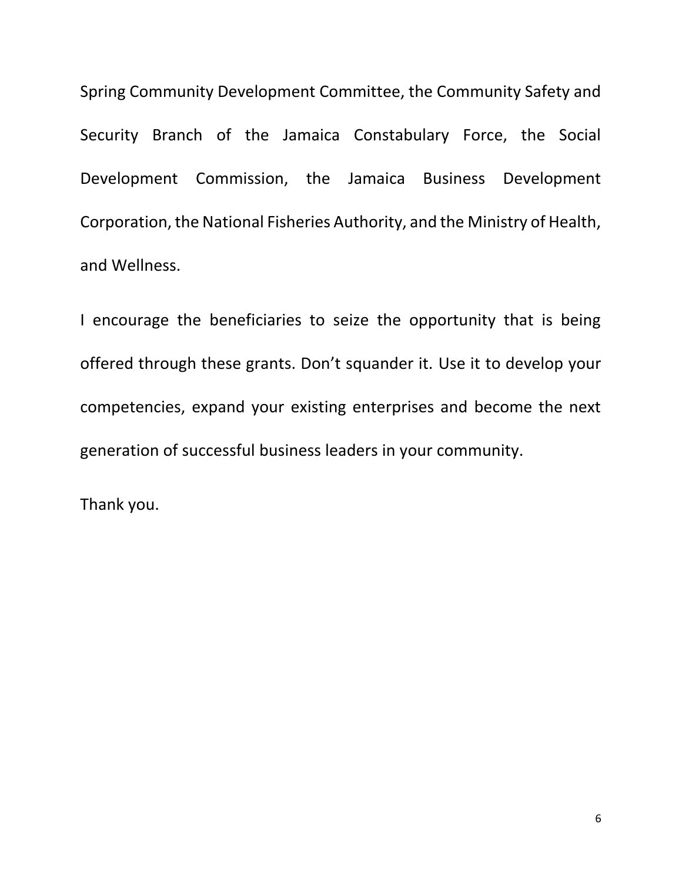Spring Community Development Committee, the Community Safety and Security Branch of the Jamaica Constabulary Force, the Social Development Commission, the Jamaica Business Development Corporation, the National Fisheries Authority, and the Ministry of Health, and Wellness.

I encourage the beneficiaries to seize the opportunity that is being offered through these grants. Don't squander it. Use it to develop your competencies, expand your existing enterprises and become the next generation of successful business leaders in your community.

Thank you.